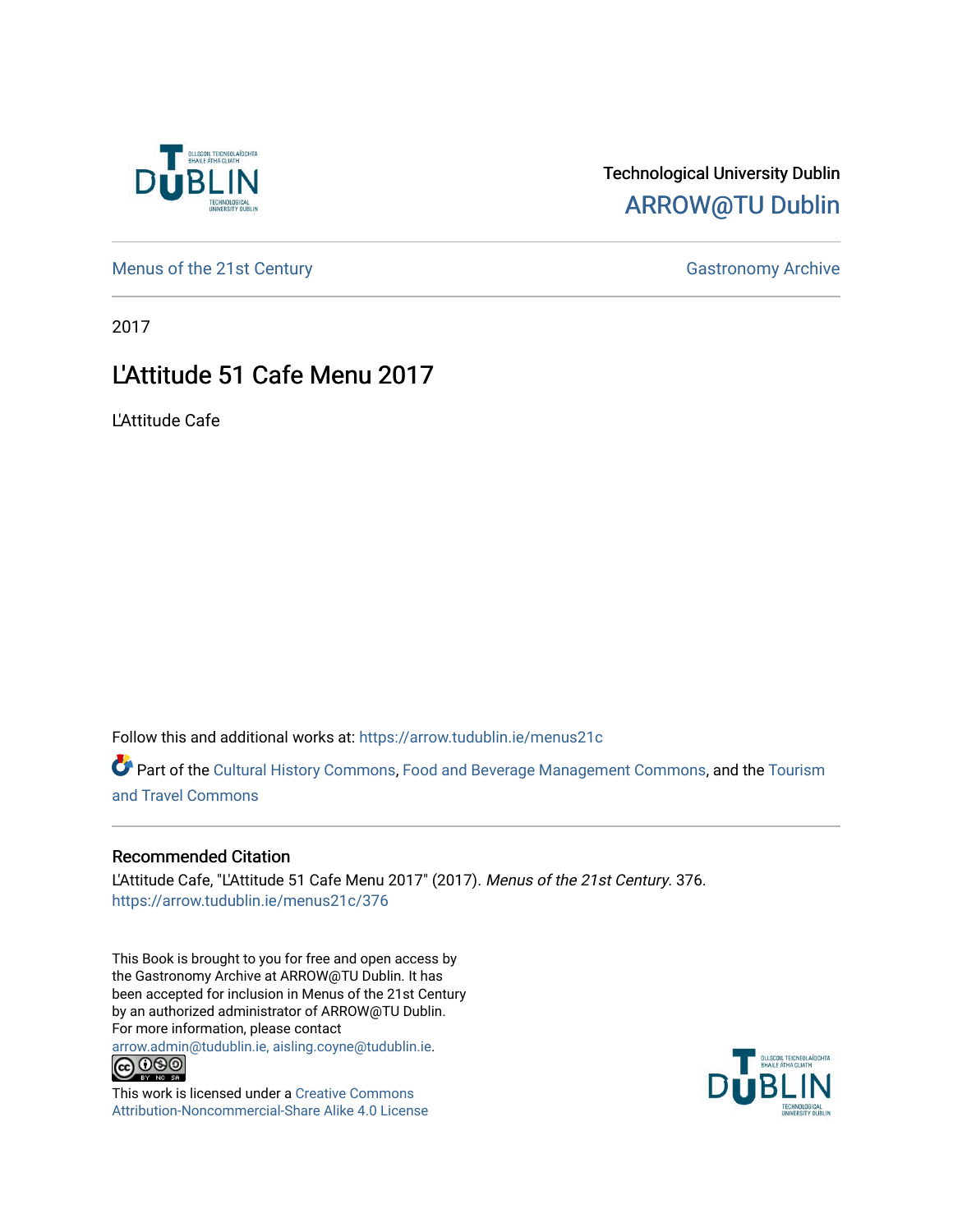Technological University Dublin

ARROW@TU Dublin

Menus of the 21st Century | Gastronomy Archive

2017

# L'Attitude 51 Cafe Menu 2017

L'Attitude Cafe

Follow this and additional works at: https://arrow.tudublin.ie/menus21c

Part of the Cultural History Commons, Food and Beverage Management Commons, and the Tourism and Travel Commons

## Recommended Citation

L'Attitude Cafe, "L'Attitude 51 Cafe Menu 2017" (2017). *Menus of the 21st Century*. 376.
https://arrow.tudublin.ie/menus21c/376

This Book is brought to you for free and open access by the Gastronomy Archive at ARROW@TU Dublin. It has been accepted for inclusion in Menus of the 21st Century by an authorized administrator of ARROW@TU Dublin. For more information, please contact arrow.admin@tudublin.ie, aisling.coyne@tudublin.ie.

This work is licensed under a Creative Commons Attribution-Noncommercial-Share Alike 4.0 License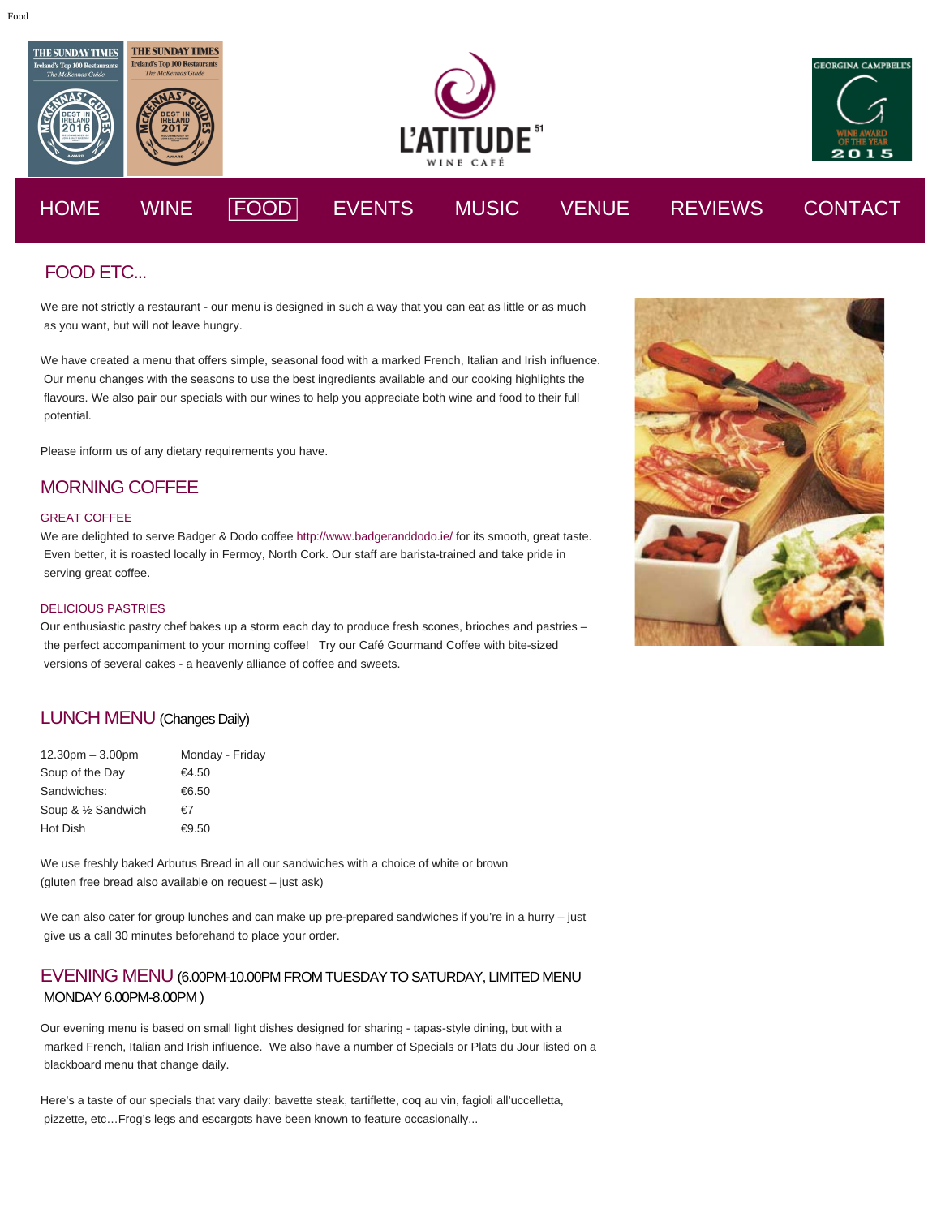HOME WINE FOOD EVENTS MUSIC VENUE REVIEWS CONTACT

# FOOD ETC...

We are not strictly a restaurant - our menu is designed in such a way that you can eat as little or as much as you want, but will not leave hungry.

We have created a menu that offers simple, seasonal food with a marked French, Italian and Irish influence. Our menu changes with the seasons to use the best ingredients available and our cooking highlights the flavours. We also pair our specials with our wines to help you appreciate both wine and food to their full potential.

Please inform us of any dietary requirements you have.

## MORNING COFFEE

### GREAT COFFEE

We are delighted to serve Badger & Dodo coffee http://www.badgeranddodo.ie/ for its smooth, great taste. Even better, it is roasted locally in Fermoy, North Cork. Our staff are barista-trained and take pride in serving great coffee.

### DELICIOUS PASTRIES

Our enthusiastic pastry chef bakes up a storm each day to produce fresh scones, brioches and pastries – the perfect accompaniment to your morning coffee! Try our Café Gourmand Coffee with bite-sized versions of several cakes - a heavenly alliance of coffee and sweets.

## LUNCH MENU (Changes Daily)

| 12.30pm – 3.00pm | Monday - Friday |
|---|---|
| Soup of the Day | €4.50 |
| Sandwiches: | €6.50 |
| Soup & ½ Sandwich | €7 |
| Hot Dish | €9.50 |

We use freshly baked Arbutus Bread in all our sandwiches with a choice of white or brown (gluten free bread also available on request – just ask)

We can also cater for group lunches and can make up pre-prepared sandwiches if you're in a hurry – just give us a call 30 minutes beforehand to place your order.

## EVENING MENU (6.00PM-10.00PM FROM TUESDAY TO SATURDAY, LIMITED MENU MONDAY 6.00PM-8.00PM )

Our evening menu is based on small light dishes designed for sharing - tapas-style dining, but with a marked French, Italian and Irish influence. We also have a number of Specials or Plats du Jour listed on a blackboard menu that change daily.

Here's a taste of our specials that vary daily: bavette steak, tartiflette, coq au vin, fagioli all'uccelletta, pizzette, etc…Frog's legs and escargots have been known to feature occasionally...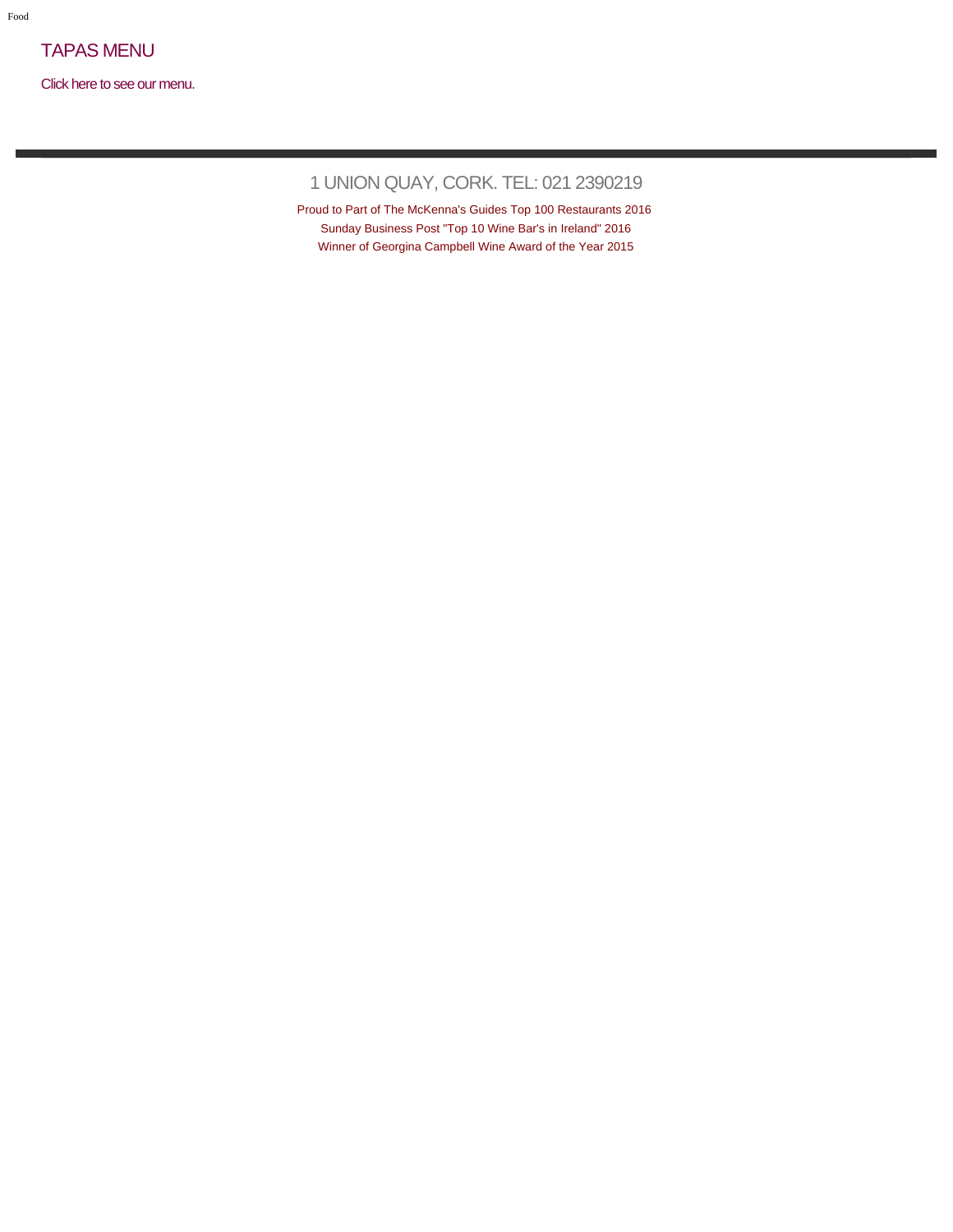Food

## TAPAS MENU

Click here to see our menu.

---

1 UNION QUAY, CORK. TEL: 021 2390219

Proud to Part of The McKenna's Guides Top 100 Restaurants 2016

Sunday Business Post "Top 10 Wine Bar's in Ireland" 2016

Winner of Georgina Campbell Wine Award of the Year 2015